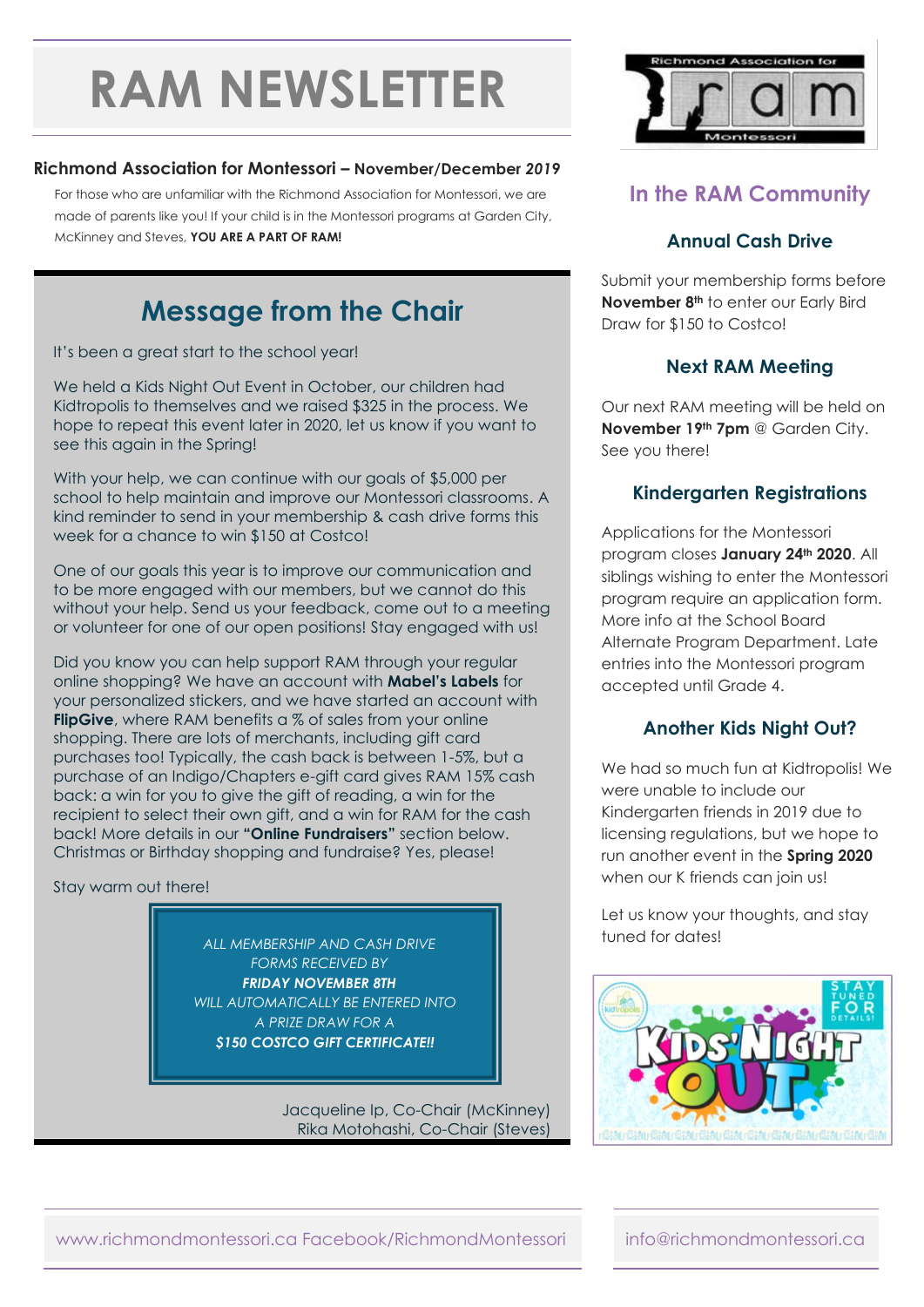# RAM NEWSLETTER

**Richmond Association for Montessori – November/December *2019***

For those who are unfamiliar with the Richmond Association for Montessori, we are made of parents like you! If your child is in the Montessori programs at Garden City, McKinney and Steves, **YOU ARE A PART OF RAM!**

## Message from the Chair

It's been a great start to the school year!

We held a Kids Night Out Event in October, our children had Kidtropolis to themselves and we raised $325 in the process. We hope to repeat this event later in 2020, let us know if you want to see this again in the Spring!

With your help, we can continue with our goals of $5,000 per school to help maintain and improve our Montessori classrooms. A kind reminder to send in your membership & cash drive forms this week for a chance to win $150 at Costco!

One of our goals this year is to improve our communication and to be more engaged with our members, but we cannot do this without your help. Send us your feedback, come out to a meeting or volunteer for one of our open positions! Stay engaged with us!

Did you know you can help support RAM through your regular online shopping? We have an account with **Mabel's Labels** for your personalized stickers, and we have started an account with **FlipGive**, where RAM benefits a % of sales from your online shopping. There are lots of merchants, including gift card purchases too! Typically, the cash back is between 1-5%, but a purchase of an Indigo/Chapters e-gift card gives RAM 15% cash back: a win for you to give the gift of reading, a win for the recipient to select their own gift, and a win for RAM for the cash back! More details in our **"Online Fundraisers"** section below. Christmas or Birthday shopping and fundraise? Yes, please!

Stay warm out there!

*ALL MEMBERSHIP AND CASH DRIVE FORMS RECEIVED BY* ***FRIDAY NOVEMBER 8TH*** *WILL AUTOMATICALLY BE ENTERED INTO A PRIZE DRAW FOR A* ***$150 COSTCO GIFT CERTIFICATE!!***

Jacqueline Ip, Co-Chair (McKinney)
Rika Motohashi, Co-Chair (Steves)

## In the RAM Community

### Annual Cash Drive

Submit your membership forms before **November 8th** to enter our Early Bird Draw for $150 to Costco!

### Next RAM Meeting

Our next RAM meeting will be held on **November 19th 7pm** @ Garden City. See you there!

### Kindergarten Registrations

Applications for the Montessori program closes **January 24th 2020**. All siblings wishing to enter the Montessori program require an application form. More info at the School Board Alternate Program Department. Late entries into the Montessori program accepted until Grade 4.

### Another Kids Night Out?

We had so much fun at Kidtropolis! We were unable to include our Kindergarten friends in 2019 due to licensing regulations, but we hope to run another event in the **Spring 2020** when our K friends can join us!

Let us know your thoughts, and stay tuned for dates!

www.richmondmontessori.ca Facebook/RichmondMontessori | info@richmondmontessori.ca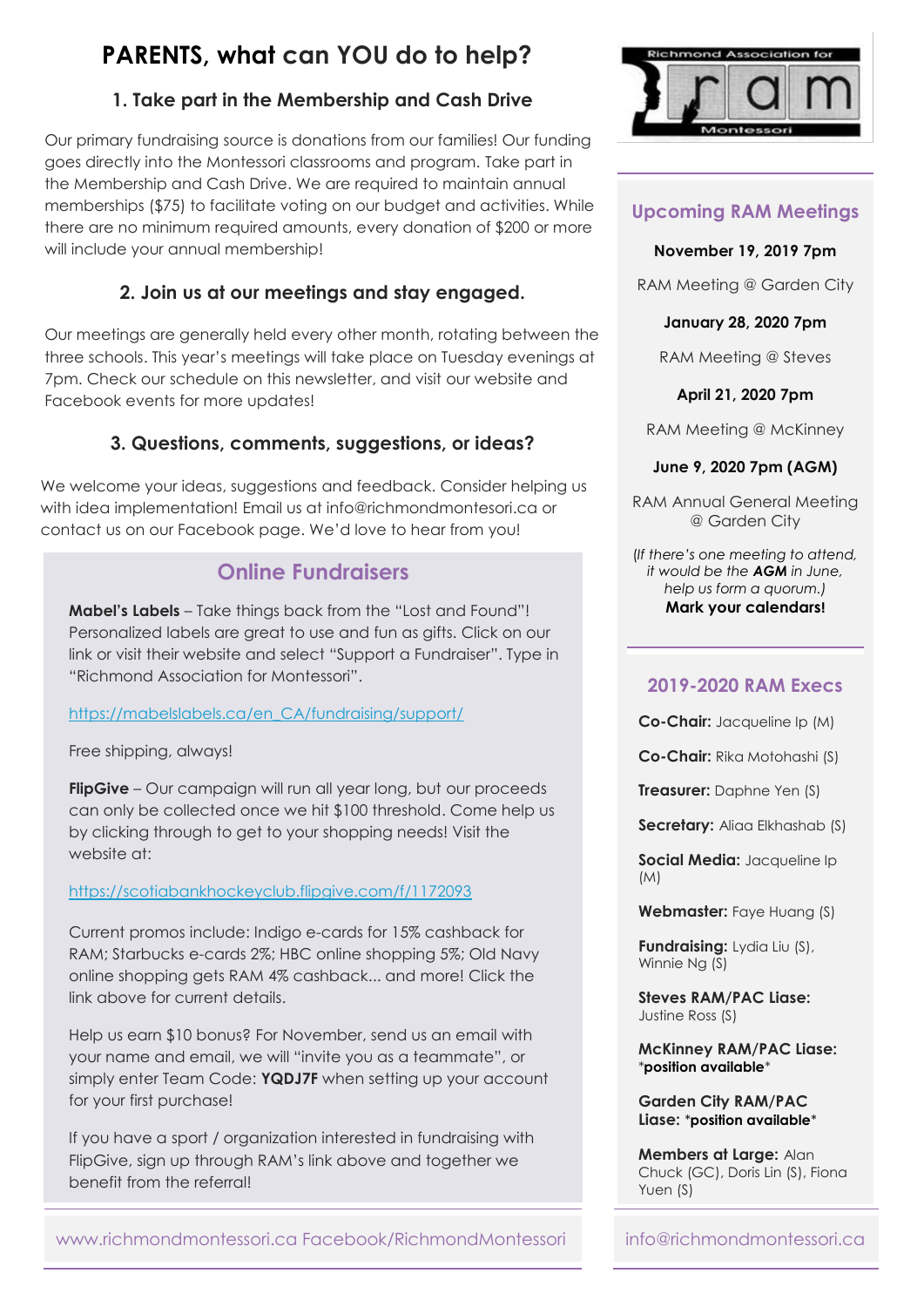# PARENTS, what can YOU do to help?

### 1. Take part in the Membership and Cash Drive

Our primary fundraising source is donations from our families! Our funding goes directly into the Montessori classrooms and program. Take part in the Membership and Cash Drive. We are required to maintain annual memberships ($75) to facilitate voting on our budget and activities. While there are no minimum required amounts, every donation of $200 or more will include your annual membership!

### 2. Join us at our meetings and stay engaged.

Our meetings are generally held every other month, rotating between the three schools. This year's meetings will take place on Tuesday evenings at 7pm. Check our schedule on this newsletter, and visit our website and Facebook events for more updates!

### 3. Questions, comments, suggestions, or ideas?

We welcome your ideas, suggestions and feedback. Consider helping us with idea implementation! Email us at info@richmondmontesori.ca or contact us on our Facebook page. We'd love to hear from you!

## Online Fundraisers

**Mabel's Labels** – Take things back from the "Lost and Found"! Personalized labels are great to use and fun as gifts. Click on our link or visit their website and select "Support a Fundraiser". Type in "Richmond Association for Montessori".

https://mabelslabels.ca/en_CA/fundraising/support/

Free shipping, always!

**FlipGive** – Our campaign will run all year long, but our proceeds can only be collected once we hit $100 threshold. Come help us by clicking through to get to your shopping needs! Visit the website at:

https://scotiabankhockeyclub.flipgive.com/f/1172093

Current promos include: Indigo e-cards for 15% cashback for RAM; Starbucks e-cards 2%; HBC online shopping 5%; Old Navy online shopping gets RAM 4% cashback... and more! Click the link above for current details.

Help us earn $10 bonus? For November, send us an email with your name and email, we will "invite you as a teammate", or simply enter Team Code: **YQDJ7F** when setting up your account for your first purchase!

If you have a sport / organization interested in fundraising with FlipGive, sign up through RAM's link above and together we benefit from the referral!

Richmond Association for ram Montessori

## Upcoming RAM Meetings

**November 19, 2019 7pm**

RAM Meeting @ Garden City

**January 28, 2020 7pm**

RAM Meeting @ Steves

**April 21, 2020 7pm**

RAM Meeting @ McKinney

**June 9, 2020 7pm (AGM)**

RAM Annual General Meeting @ Garden City

*(If there's one meeting to attend, it would be the **AGM** in June, help us form a quorum.)*
**Mark your calendars!**

## 2019-2020 RAM Execs

**Co-Chair:** Jacqueline Ip (M)

**Co-Chair:** Rika Motohashi (S)

**Treasurer:** Daphne Yen (S)

**Secretary:** Aliaa Elkhashab (S)

**Social Media:** Jacqueline Ip (M)

**Webmaster:** Faye Huang (S)

**Fundraising:** Lydia Liu (S), Winnie Ng (S)

**Steves RAM/PAC Liase:** Justine Ross (S)

**McKinney RAM/PAC Liase:** ***position available***

**Garden City RAM/PAC Liase:** ***position available***

**Members at Large:** Alan Chuck (GC), Doris Lin (S), Fiona Yuen (S)

www.richmondmontessori.ca Facebook/RichmondMontessori

info@richmondmontessori.ca